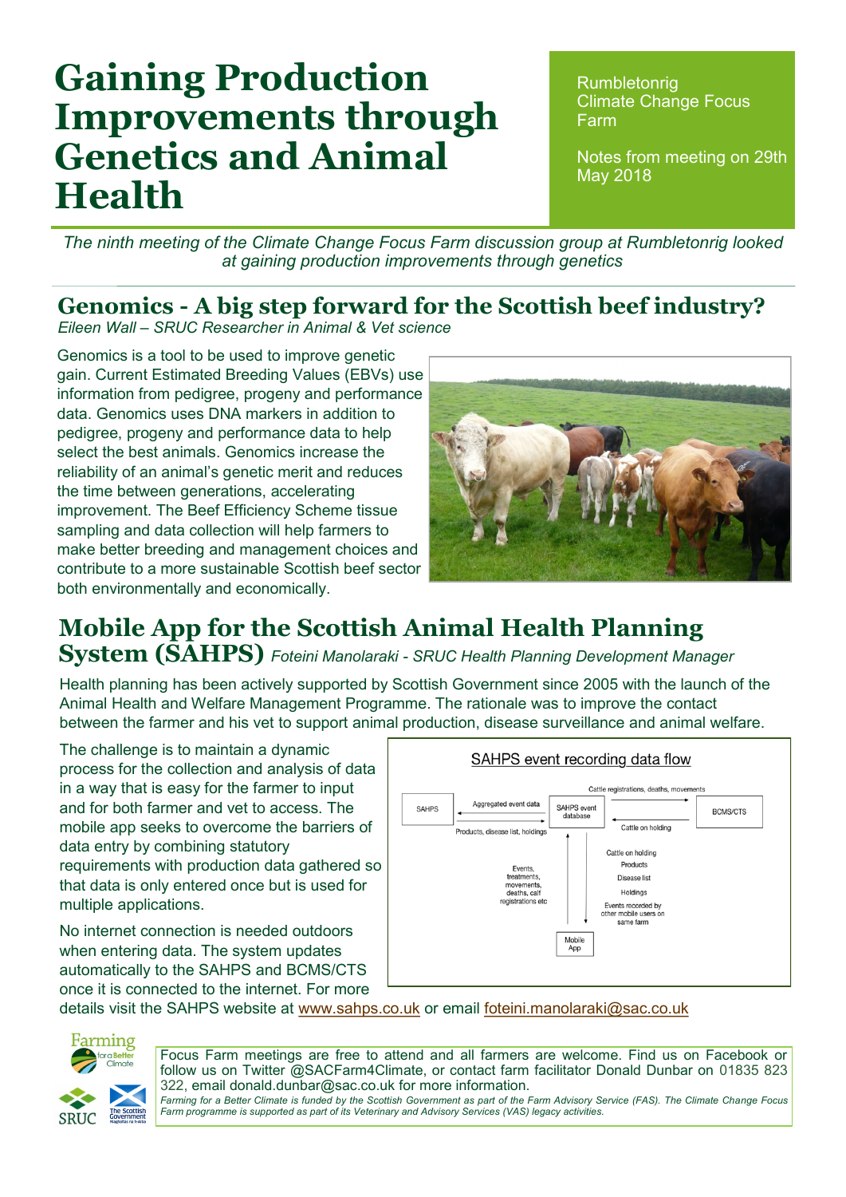# Gaining Production Improvements through Genetics and Animal Health

Rumbletonrig Climate Change Focus Farm

Notes from meeting on 29th May 2018

*The ninth meeting of the Climate Change Focus Farm discussion group at Rumbletonrig looked at gaining production improvements through genetics*

## Genomics - A big step forward for the Scottish beef industry?

*Eileen Wall – SRUC Researcher in Animal & Vet science*

Genomics is a tool to be used to improve genetic gain. Current Estimated Breeding Values (EBVs) use information from pedigree, progeny and performance data. Genomics uses DNA markers in addition to pedigree, progeny and performance data to help select the best animals. Genomics increase the reliability of an animal's genetic merit and reduces the time between generations, accelerating improvement. The Beef Efficiency Scheme tissue sampling and data collection will help farmers to make better breeding and management choices and contribute to a more sustainable Scottish beef sector both environmentally and economically.

## Mobile App for the Scottish Animal Health Planning System (SAHPS)

*Foteini Manolaraki - SRUC Health Planning Development Manager*

Health planning has been actively supported by Scottish Government since 2005 with the launch of the Animal Health and Welfare Management Programme. The rationale was to improve the contact between the farmer and his vet to support animal production, disease surveillance and animal welfare.

The challenge is to maintain a dynamic process for the collection and analysis of data in a way that is easy for the farmer to input and for both farmer and vet to access. The mobile app seeks to overcome the barriers of data entry by combining statutory requirements with production data gathered so that data is only entered once but is used for multiple applications.

No internet connection is needed outdoors when entering data. The system updates automatically to the SAHPS and BCMS/CTS once it is connected to the internet. For more details visit the SAHPS website at www.sahps.co.uk or email foteini.manolaraki@sac.co.uk

SAHPS event recording data flow

- SAHPS database → SAHPS: Aggregated event data
- SAHPS → SAHPS database: Products, disease list, holdings
- SAHPS database → BCMS/CTS: Cattle registrations, deaths, movements
- BCMS/CTS → SAHPS database: Cattle on holding
- Mobile App → SAHPS database: Events, treatments, movements, deaths, calf registrations etc
- SAHPS database → Mobile App: Cattle on holding, Products, Disease list, Holdings, Events recorded by other mobile users on same farm

Focus Farm meetings are free to attend and all farmers are welcome. Find us on Facebook or follow us on Twitter @SACFarm4Climate, or contact farm facilitator Donald Dunbar on 01835 823 322, email donald.dunbar@sac.co.uk for more information.

*Farming for a Better Climate is funded by the Scottish Government as part of the Farm Advisory Service (FAS). The Climate Change Focus Farm programme is supported as part of its Veterinary and Advisory Services (VAS) legacy activities.*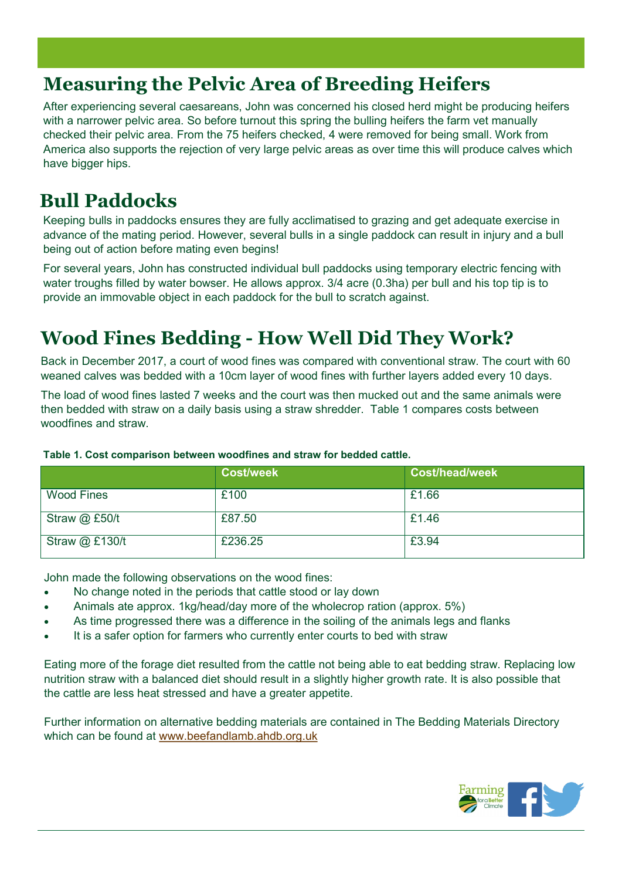## Measuring the Pelvic Area of Breeding Heifers

After experiencing several caesareans, John was concerned his closed herd might be producing heifers with a narrower pelvic area. So before turnout this spring the bulling heifers the farm vet manually checked their pelvic area. From the 75 heifers checked, 4 were removed for being small. Work from America also supports the rejection of very large pelvic areas as over time this will produce calves which have bigger hips.

## Bull Paddocks

Keeping bulls in paddocks ensures they are fully acclimatised to grazing and get adequate exercise in advance of the mating period. However, several bulls in a single paddock can result in injury and a bull being out of action before mating even begins!

For several years, John has constructed individual bull paddocks using temporary electric fencing with water troughs filled by water bowser. He allows approx. 3/4 acre (0.3ha) per bull and his top tip is to provide an immovable object in each paddock for the bull to scratch against.

## Wood Fines Bedding - How Well Did They Work?

Back in December 2017, a court of wood fines was compared with conventional straw. The court with 60 weaned calves was bedded with a 10cm layer of wood fines with further layers added every 10 days.

The load of wood fines lasted 7 weeks and the court was then mucked out and the same animals were then bedded with straw on a daily basis using a straw shredder. Table 1 compares costs between woodfines and straw.

**Table 1. Cost comparison between woodfines and straw for bedded cattle.**

| | Cost/week | Cost/head/week |
|---|---|---|
| Wood Fines | £100 | £1.66 |
| Straw @ £50/t | £87.50 | £1.46 |
| Straw @ £130/t | £236.25 | £3.94 |

John made the following observations on the wood fines:

- No change noted in the periods that cattle stood or lay down
- Animals ate approx. 1kg/head/day more of the wholecrop ration (approx. 5%)
- As time progressed there was a difference in the soiling of the animals legs and flanks
- It is a safer option for farmers who currently enter courts to bed with straw

Eating more of the forage diet resulted from the cattle not being able to eat bedding straw. Replacing low nutrition straw with a balanced diet should result in a slightly higher growth rate. It is also possible that the cattle are less heat stressed and have a greater appetite.

Further information on alternative bedding materials are contained in The Bedding Materials Directory which can be found at [www.beefandlamb.ahdb.org.uk](www.beefandlamb.ahdb.org.uk)